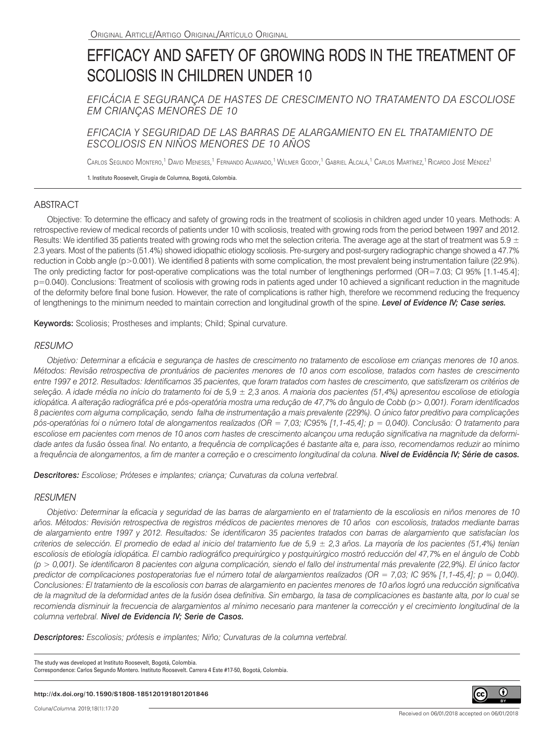Original Article/Artigo Original/Artículo Original

# EFFICACY AND SAFETY OF GROWING RODS IN THE TREATMENT OF SCOLIOSIS IN CHILDREN UNDER 10

*EFICÁCIA E SEGURANÇA DE HASTES DE CRESCIMENTO NO TRATAMENTO DA ESCOLIOSE EM CRIANÇAS MENORES DE 10*

*EFICACIA Y SEGURIDAD DE LAS BARRAS DE ALARGAMIENTO EN EL TRATAMIENTO DE ESCOLIOSIS EN NIÑOS MENORES DE 10 AÑOS*

Carlos Segundo Montero,[1] David Meneses,[1] Fernando Alvarado,[1] Wilmer Godoy,[1] Gabriel Alcalá,[1] Carlos Martínez,[1] Ricardo José Méndez[1]

1. Instituto Roosevelt, Cirugía de Columna, Bogotá, Colombia.

## ABSTRACT

Objective: To determine the efficacy and safety of growing rods in the treatment of scoliosis in children aged under 10 years. Methods: A retrospective review of medical records of patients under 10 with scoliosis, treated with growing rods from the period between 1997 and 2012. Results: We identified 35 patients treated with growing rods who met the selection criteria. The average age at the start of treatment was 5.9 ± 2.3 years. Most of the patients (51.4%) showed idiopathic etiology scoliosis. Pre-surgery and post-surgery radiographic change showed a 47.7% reduction in Cobb angle ($p>0.001$). We identified 8 patients with some complication, the most prevalent being instrumentation failure (22.9%). The only predicting factor for post-operative complications was the total number of lengthenings performed (OR=7.03; CI 95% [1.1-45.4]; $p=0.040$). Conclusions: Treatment of scoliosis with growing rods in patients aged under 10 achieved a significant reduction in the magnitude of the deformity before final bone fusion. However, the rate of complications is rather high, therefore we recommend reducing the frequency of lengthenings to the minimum needed to maintain correction and longitudinal growth of the spine. ***Level of Evidence IV; Case series.***

**Keywords:** Scoliosis; Prostheses and implants; Child; Spinal curvature.

## *RESUMO*

*Objetivo: Determinar a eficácia e segurança de hastes de crescimento no tratamento de escoliose em crianças menores de 10 anos. Métodos: Revisão retrospectiva de prontuários de pacientes menores de 10 anos com escoliose, tratados com hastes de crescimento entre 1997 e 2012. Resultados: Identificamos 35 pacientes, que foram tratados com hastes de crescimento, que satisfizeram os critérios de seleção. A idade média no início do tratamento foi de 5,9 ± 2,3 anos. A maioria dos pacientes (51,4%) apresentou escoliose de etiologia idiopática. A alteração radiográfica pré e pós-operatória mostra uma redução de 47,7% do ângulo de Cobb (p> 0,001). Foram identificados 8 pacientes com alguma complicação, sendo falha de instrumentação a mais prevalente (229%). O único fator preditivo para complicações pós-operatórias foi o número total de alongamentos realizados (OR = 7,03; IC95% [1,1-45,4]; p = 0,040). Conclusão: O tratamento para escoliose em pacientes com menos de 10 anos com hastes de crescimento alcançou uma redução significativa na magnitude da deformidade antes da fusão óssea final. No entanto, a frequência de complicações é bastante alta e, para isso, recomendamos reduzir ao mínimo a frequência de alongamentos, a fim de manter a correção e o crescimento longitudinal da coluna.* ***Nível de Evidência IV; Série de casos.***

***Descritores:*** *Escoliose; Próteses e implantes; criança; Curvaturas da coluna vertebral.*

## *RESUMEN*

*Objetivo: Determinar la eficacia y seguridad de las barras de alargamiento en el tratamiento de la escoliosis en niños menores de 10 años. Métodos: Revisión retrospectiva de registros médicos de pacientes menores de 10 años con escoliosis, tratados mediante barras de alargamiento entre 1997 y 2012. Resultados: Se identificaron 35 pacientes tratados con barras de alargamiento que satisfacían los criterios de selección. El promedio de edad al inicio del tratamiento fue de 5,9 ± 2,3 años. La mayoría de los pacientes (51,4%) tenían escoliosis de etiología idiopática. El cambio radiográfico prequirúrgico y postquirúrgico mostró reducción del 47,7% en el ángulo de Cobb (p > 0,001). Se identificaron 8 pacientes con alguna complicación, siendo el fallo del instrumental más prevalente (22,9%). El único factor predictor de complicaciones postoperatorias fue el número total de alargamientos realizados (OR = 7,03; IC 95% [1,1-45,4]; p = 0,040). Conclusiones: El tratamiento de la escoliosis con barras de alargamiento en pacientes menores de 10 años logró una reducción significativa de la magnitud de la deformidad antes de la fusión ósea definitiva. Sin embargo, la tasa de complicaciones es bastante alta, por lo cual se recomienda disminuir la frecuencia de alargamientos al mínimo necesario para mantener la corrección y el crecimiento longitudinal de la columna vertebral.* ***Nivel de Evidencia IV; Serie de Casos.***

***Descriptores:*** *Escoliosis; prótesis e implantes; Niño; Curvaturas de la columna vertebral.*

The study was developed at Instituto Roosevelt, Bogotá, Colombia.
Correspondence: Carlos Segundo Montero. Instituto Roosevelt. Carrera 4 Este #17-50, Bogotá, Colombia.

**http://dx.doi.org/10.1590/S1808-185120191801201846**

Received on 06/01/2018 accepted on 06/01/2018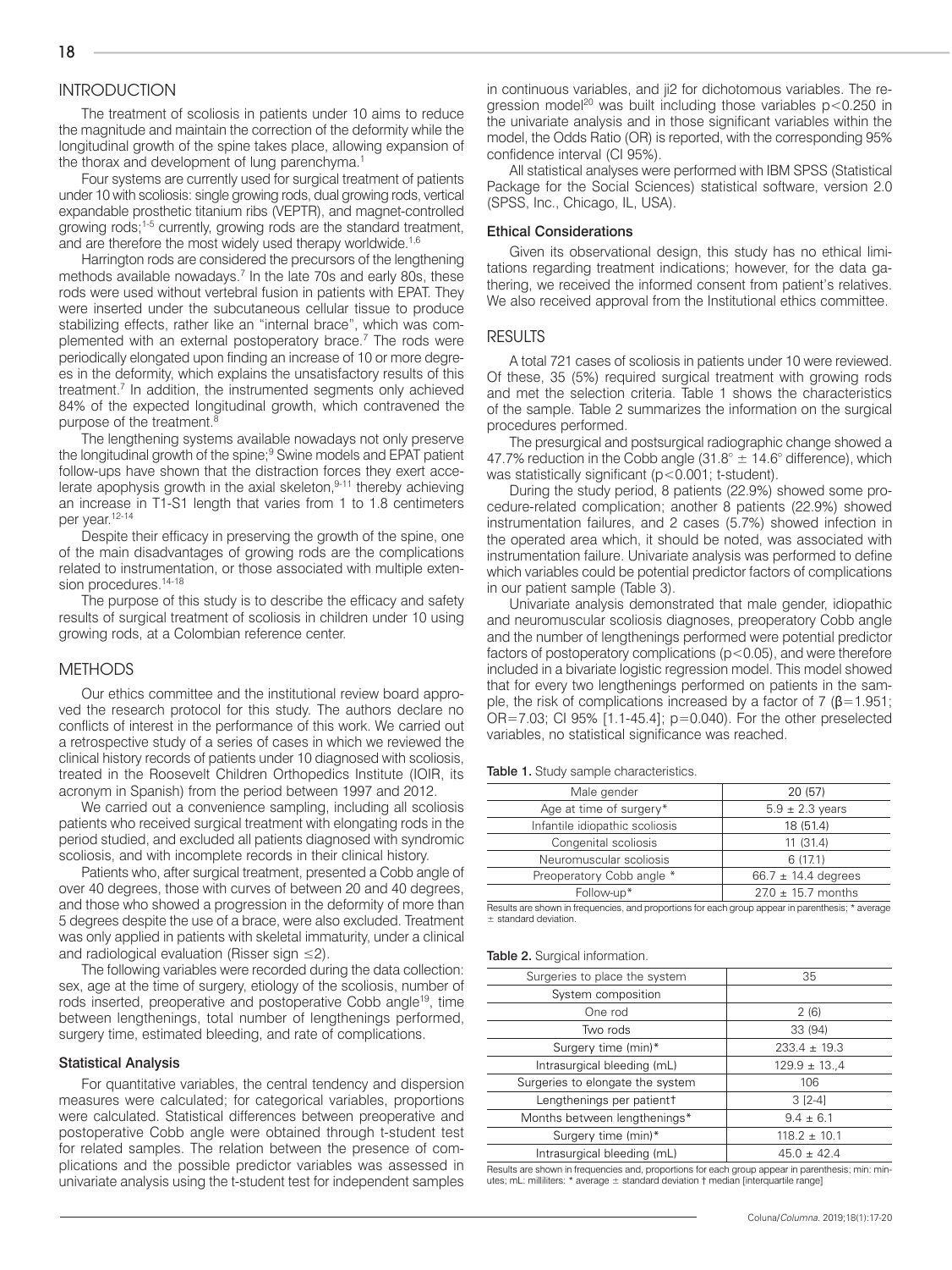## INTRODUCTION

The treatment of scoliosis in patients under 10 aims to reduce the magnitude and maintain the correction of the deformity while the longitudinal growth of the spine takes place, allowing expansion of the thorax and development of lung parenchyma.[1]

Four systems are currently used for surgical treatment of patients under 10 with scoliosis: single growing rods, dual growing rods, vertical expandable prosthetic titanium ribs (VEPTR), and magnet-controlled growing rods;[1-5] currently, growing rods are the standard treatment, and are therefore the most widely used therapy worldwide.[1,6]

Harrington rods are considered the precursors of the lengthening methods available nowadays.[7] In the late 70s and early 80s, these rods were used without vertebral fusion in patients with EPAT. They were inserted under the subcutaneous cellular tissue to produce stabilizing effects, rather like an "internal brace", which was complemented with an external postoperatory brace.[7] The rods were periodically elongated upon finding an increase of 10 or more degrees in the deformity, which explains the unsatisfactory results of this treatment.[7] In addition, the instrumented segments only achieved 84% of the expected longitudinal growth, which contravened the purpose of the treatment.[8]

The lengthening systems available nowadays not only preserve the longitudinal growth of the spine;[9] Swine models and EPAT patient follow-ups have shown that the distraction forces they exert accelerate apophysis growth in the axial skeleton,[9-11] thereby achieving an increase in T1-S1 length that varies from 1 to 1.8 centimeters per year.[12-14]

Despite their efficacy in preserving the growth of the spine, one of the main disadvantages of growing rods are the complications related to instrumentation, or those associated with multiple extension procedures.[14-18]

The purpose of this study is to describe the efficacy and safety results of surgical treatment of scoliosis in children under 10 using growing rods, at a Colombian reference center.

## METHODS

Our ethics committee and the institutional review board approved the research protocol for this study. The authors declare no conflicts of interest in the performance of this work. We carried out a retrospective study of a series of cases in which we reviewed the clinical history records of patients under 10 diagnosed with scoliosis, treated in the Roosevelt Children Orthopedics Institute (IOIR, its acronym in Spanish) from the period between 1997 and 2012.

We carried out a convenience sampling, including all scoliosis patients who received surgical treatment with elongating rods in the period studied, and excluded all patients diagnosed with syndromic scoliosis, and with incomplete records in their clinical history.

Patients who, after surgical treatment, presented a Cobb angle of over 40 degrees, those with curves of between 20 and 40 degrees, and those who showed a progression in the deformity of more than 5 degrees despite the use of a brace, were also excluded. Treatment was only applied in patients with skeletal immaturity, under a clinical and radiological evaluation (Risser sign ≤2).

The following variables were recorded during the data collection: sex, age at the time of surgery, etiology of the scoliosis, number of rods inserted, preoperative and postoperative Cobb angle[19], time between lengthenings, total number of lengthenings performed, surgery time, estimated bleeding, and rate of complications.

### Statistical Analysis

For quantitative variables, the central tendency and dispersion measures were calculated; for categorical variables, proportions were calculated. Statistical differences between preoperative and postoperative Cobb angle were obtained through t-student test for related samples. The relation between the presence of complications and the possible predictor variables was assessed in univariate analysis using the t-student test for independent samples in continuous variables, and ji2 for dichotomous variables. The regression model[20] was built including those variables $p<0.250$ in the univariate analysis and in those significant variables within the model, the Odds Ratio (OR) is reported, with the corresponding 95% confidence interval (CI 95%).

All statistical analyses were performed with IBM SPSS (Statistical Package for the Social Sciences) statistical software, version 2.0 (SPSS, Inc., Chicago, IL, USA).

### Ethical Considerations

Given its observational design, this study has no ethical limitations regarding treatment indications; however, for the data gathering, we received the informed consent from patient's relatives. We also received approval from the Institutional ethics committee.

## RESULTS

A total 721 cases of scoliosis in patients under 10 were reviewed. Of these, 35 (5%) required surgical treatment with growing rods and met the selection criteria. Table 1 shows the characteristics of the sample. Table 2 summarizes the information on the surgical procedures performed.

The presurgical and postsurgical radiographic change showed a 47.7% reduction in the Cobb angle (31.8° ± 14.6° difference), which was statistically significant ($p<0.001$; t-student).

During the study period, 8 patients (22.9%) showed some procedure-related complication; another 8 patients (22.9%) showed instrumentation failures, and 2 cases (5.7%) showed infection in the operated area which, it should be noted, was associated with instrumentation failure. Univariate analysis was performed to define which variables could be potential predictor factors of complications in our patient sample (Table 3).

Univariate analysis demonstrated that male gender, idiopathic and neuromuscular scoliosis diagnoses, preoperatory Cobb angle and the number of lengthenings performed were potential predictor factors of postoperatory complications ($p<0.05$), and were therefore included in a bivariate logistic regression model. This model showed that for every two lengthenings performed on patients in the sample, the risk of complications increased by a factor of 7 ($\beta=1.951$; OR=7.03; CI 95% [1.1-45.4]; $p=0.040$). For the other preselected variables, no statistical significance was reached.

**Table 1.** Study sample characteristics.

| | |
|---|---|
| Male gender | 20 (57) |
| Age at time of surgery* | 5.9 ± 2.3 years |
| Infantile idiopathic scoliosis | 18 (51.4) |
| Congenital scoliosis | 11 (31.4) |
| Neuromuscular scoliosis | 6 (17.1) |
| Preoperatory Cobb angle * | 66.7 ± 14.4 degrees |
| Follow-up* | 27.0 ± 15.7 months |

Results are shown in frequencies, and proportions for each group appear in parenthesis; * average ± standard deviation.

**Table 2.** Surgical information.

| | |
|---|---|
| Surgeries to place the system | 35 |
| System composition | |
| One rod | 2 (6) |
| Two rods | 33 (94) |
| Surgery time (min)* | 233.4 ± 19.3 |
| Intrasurgical bleeding (mL) | 129.9 ± 13.,4 |
| Surgeries to elongate the system | 106 |
| Lengthenings per patient† | 3 [2-4] |
| Months between lengthenings* | 9.4 ± 6.1 |
| Surgery time (min)* | 118.2 ± 10.1 |
| Intrasurgical bleeding (mL) | 45.0 ± 42.4 |

Results are shown in frequencies, and, proportions for each group appear in parenthesis; min: minutes; mL: milliliters: * average ± standard deviation † median [interquartile range]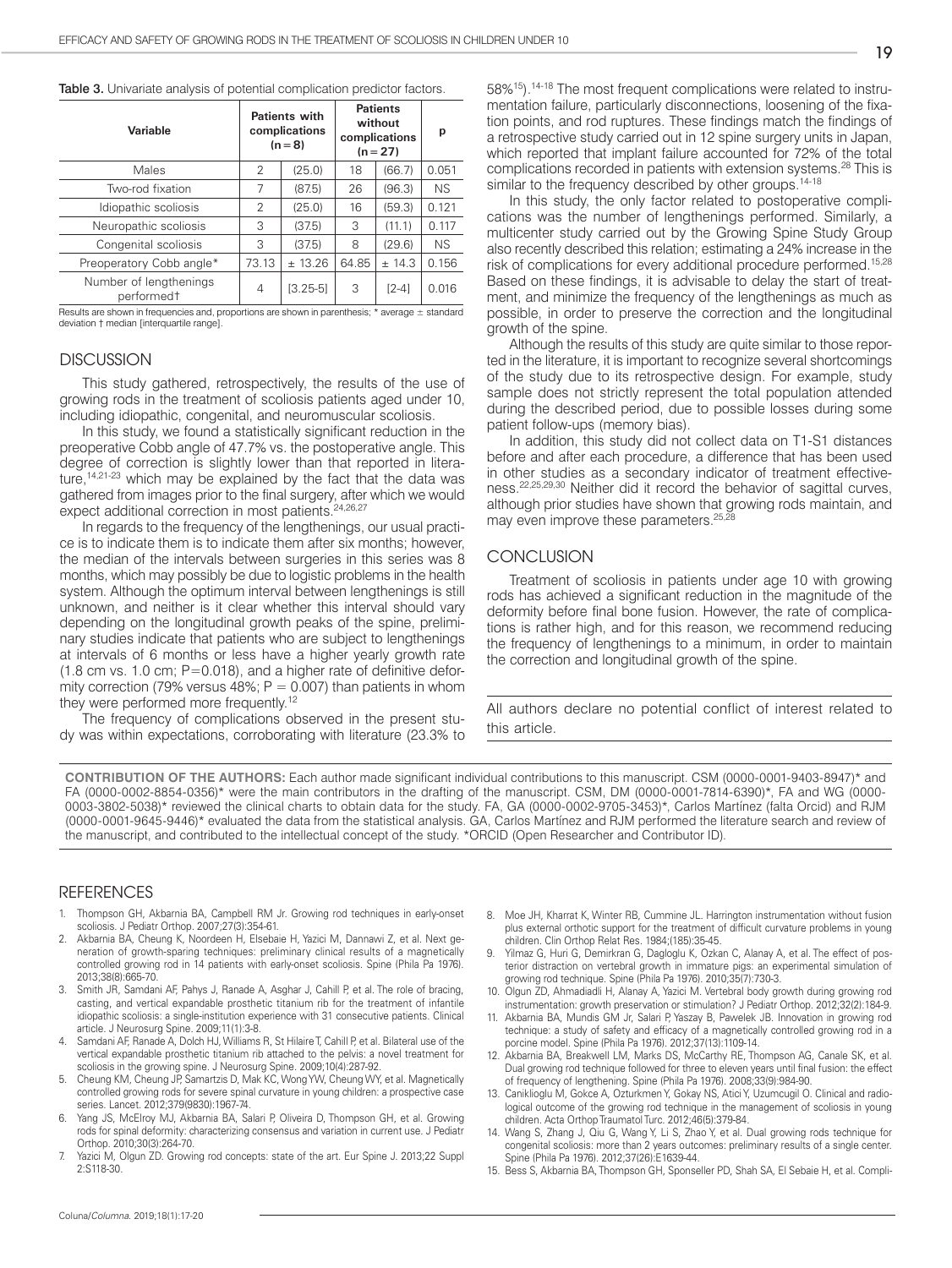**Table 3.** Univariate analysis of potential complication predictor factors.

| Variable | Patients with complications (n=8) | | Patients without complications (n=27) | | p |
|---|---|---|---|---|---|
| Males | 2 | (25.0) | 18 | (66.7) | 0.051 |
| Two-rod fixation | 7 | (87.5) | 26 | (96.3) | NS |
| Idiopathic scoliosis | 2 | (25.0) | 16 | (59.3) | 0.121 |
| Neuropathic scoliosis | 3 | (37.5) | 3 | (11.1) | 0.117 |
| Congenital scoliosis | 3 | (37.5) | 8 | (29.6) | NS |
| Preoperatory Cobb angle* | 73.13 | ± 13.26 | 64.85 | ± 14.3 | 0.156 |
| Number of lengthenings performed† | 4 | [3.25-5] | 3 | [2-4] | 0.016 |

Results are shown in frequencies and, proportions are shown in parenthesis; * average ± standard deviation † median [interquartile range].

## DISCUSSION

This study gathered, retrospectively, the results of the use of growing rods in the treatment of scoliosis patients aged under 10, including idiopathic, congenital, and neuromuscular scoliosis.

In this study, we found a statistically significant reduction in the preoperative Cobb angle of 47.7% vs. the postoperative angle. This degree of correction is slightly lower than that reported in literature,[14,21-23] which may be explained by the fact that the data was gathered from images prior to the final surgery, after which we would expect additional correction in most patients.[24,26,27]

In regards to the frequency of the lengthenings, our usual practice is to indicate them is to indicate them after six months; however, the median of the intervals between surgeries in this series was 8 months, which may possibly be due to logistic problems in the health system. Although the optimum interval between lengthenings is still unknown, and neither is it clear whether this interval should vary depending on the longitudinal growth peaks of the spine, preliminary studies indicate that patients who are subject to lengthenings at intervals of 6 months or less have a higher yearly growth rate (1.8 cm vs. 1.0 cm; P=0.018), and a higher rate of definitive deformity correction (79% versus 48%; P = 0.007) than patients in whom they were performed more frequently.[12]

The frequency of complications observed in the present study was within expectations, corroborating with literature (23.3% to 58%[15]).[14-18] The most frequent complications were related to instrumentation failure, particularly disconnections, loosening of the fixation points, and rod ruptures. These findings match the findings of a retrospective study carried out in 12 spine surgery units in Japan, which reported that implant failure accounted for 72% of the total complications recorded in patients with extension systems.[28] This is similar to the frequency described by other groups.[14-18]

In this study, the only factor related to postoperative complications was the number of lengthenings performed. Similarly, a multicenter study carried out by the Growing Spine Study Group also recently described this relation; estimating a 24% increase in the risk of complications for every additional procedure performed.[15,28] Based on these findings, it is advisable to delay the start of treatment, and minimize the frequency of the lengthenings as much as possible, in order to preserve the correction and the longitudinal growth of the spine.

Although the results of this study are quite similar to those reported in the literature, it is important to recognize several shortcomings of the study due to its retrospective design. For example, study sample does not strictly represent the total population attended during the described period, due to possible losses during some patient follow-ups (memory bias).

In addition, this study did not collect data on T1-S1 distances before and after each procedure, a difference that has been used in other studies as a secondary indicator of treatment effectiveness.[22,25,29,30] Neither did it record the behavior of sagittal curves, although prior studies have shown that growing rods maintain, and may even improve these parameters.[25,28]

## CONCLUSION

Treatment of scoliosis in patients under age 10 with growing rods has achieved a significant reduction in the magnitude of the deformity before final bone fusion. However, the rate of complications is rather high, and for this reason, we recommend reducing the frequency of lengthenings to a minimum, in order to maintain the correction and longitudinal growth of the spine.

All authors declare no potential conflict of interest related to this article.

**CONTRIBUTION OF THE AUTHORS:** Each author made significant individual contributions to this manuscript. CSM (0000-0001-9403-8947)* and FA (0000-0002-8854-0356)* were the main contributors in the drafting of the manuscript. CSM, DM (0000-0001-7814-6390)*, FA and WG (0000-0003-3802-5038)* reviewed the clinical charts to obtain data for the study. FA, GA (0000-0002-9705-3453)*, Carlos Martínez (falta Orcid) and RJM (0000-0001-9645-9446)* evaluated the data from the statistical analysis. GA, Carlos Martínez and RJM performed the literature search and review of the manuscript, and contributed to the intellectual concept of the study. *ORCID (Open Researcher and Contributor ID).

## REFERENCES

1. Thompson GH, Akbarnia BA, Campbell RM Jr. Growing rod techniques in early-onset scoliosis. J Pediatr Orthop. 2007;27(3):354-61.
2. Akbarnia BA, Cheung K, Noordeen H, Elsebaie H, Yazici M, Dannawi Z, et al. Next generation of growth-sparing techniques: preliminary clinical results of a magnetically controlled growing rod in 14 patients with early-onset scoliosis. Spine (Phila Pa 1976). 2013;38(8):665-70.
3. Smith JR, Samdani AF, Pahys J, Ranade A, Asghar J, Cahill P, et al. The role of bracing, casting, and vertical expandable prosthetic titanium rib for the treatment of infantile idiopathic scoliosis: a single-institution experience with 31 consecutive patients. Clinical article. J Neurosurg Spine. 2009;11(1):3-8.
4. Samdani AF, Ranade A, Dolch HJ, Williams R, St Hilaire T, Cahill P, et al. Bilateral use of the vertical expandable prosthetic titanium rib attached to the pelvis: a novel treatment for scoliosis in the growing spine. J Neurosurg Spine. 2009;10(4):287-92.
5. Cheung KM, Cheung JP, Samartzis D, Mak KC, Wong YW, Cheung WY, et al. Magnetically controlled growing rods for severe spinal curvature in young children: a prospective case series. Lancet. 2012;379(9830):1967-74.
6. Yang JS, McElroy MJ, Akbarnia BA, Salari P, Oliveira D, Thompson GH, et al. Growing rods for spinal deformity: characterizing consensus and variation in current use. J Pediatr Orthop. 2010;30(3):264-70.
7. Yazici M, Olgun ZD. Growing rod concepts: state of the art. Eur Spine J. 2013;22 Suppl 2:S118-30.
8. Moe JH, Kharrat K, Winter RB, Cummine JL. Harrington instrumentation without fusion plus external orthotic support for the treatment of difficult curvature problems in young children. Clin Orthop Relat Res. 1984;(185):35-45.
9. Yilmaz G, Huri G, Demirkiran G, Dagloglu K, Ozkan C, Alanay A, et al. The effect of posterior distraction on vertebral growth in immature pigs: an experimental simulation of growing rod technique. Spine (Phila Pa 1976). 2010;35(7):730-3.
10. Olgun ZD, Ahmadiadli H, Alanay A, Yazici M. Vertebral body growth during growing rod instrumentation: growth preservation or stimulation? J Pediatr Orthop. 2012;32(2):184-9.
11. Akbarnia BA, Mundis GM Jr, Salari P, Yaszay B, Pawelek JB. Innovation in growing rod technique: a study of safety and efficacy of a magnetically controlled growing rod in a porcine model. Spine (Phila Pa 1976). 2012;37(13):1109-14.
12. Akbarnia BA, Breakwell LM, Marks DS, McCarthy RE, Thompson AG, Canale SK, et al. Dual growing rod technique followed for three to eleven years until final fusion: the effect of frequency of lengthening. Spine (Phila Pa 1976). 2008;33(9):984-90.
13. Caniklioglu M, Gokce A, Ozturkmen Y, Gokay NS, Atici Y, Uzumcugil O. Clinical and radiological outcome of the growing rod technique in the management of scoliosis in young children. Acta Orthop Traumatol Turc. 2012;46(5):379-84.
14. Wang S, Zhang J, Qiu G, Wang Y, Li S, Zhao Y, et al. Dual growing rods technique for congenital scoliosis: more than 2 years outcomes: preliminary results of a single center. Spine (Phila Pa 1976). 2012;37(26):E1639-44.
15. Bess S, Akbarnia BA, Thompson GH, Sponseller PD, Shah SA, El Sebaie H, et al. Compli-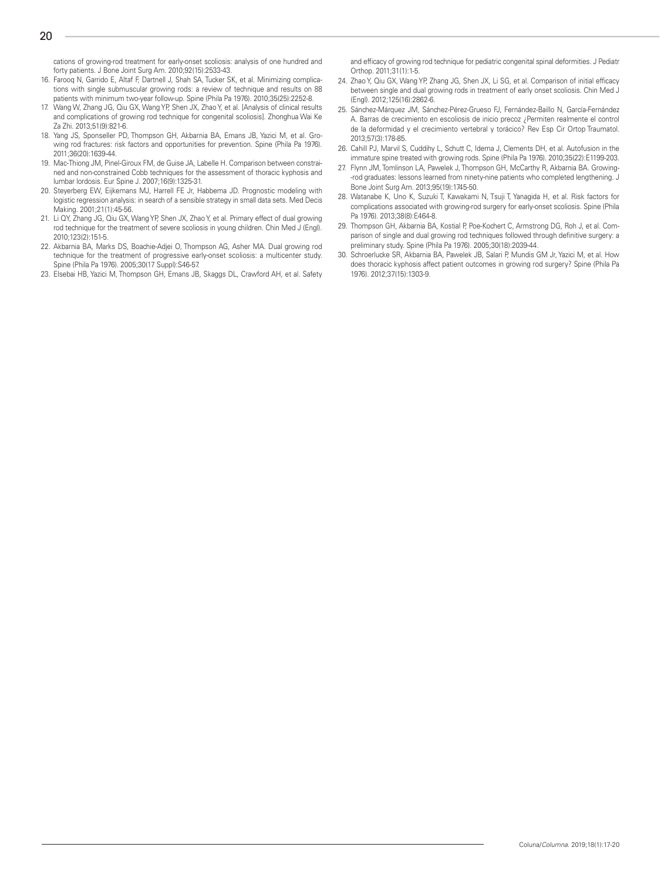cations of growing-rod treatment for early-onset scoliosis: analysis of one hundred and forty patients. J Bone Joint Surg Am. 2010;92(15):2533-43.

16. Farooq N, Garrido E, Altaf F, Dartnell J, Shah SA, Tucker SK, et al. Minimizing complications with single submuscular growing rods: a review of technique and results on 88 patients with minimum two-year follow-up. Spine (Phila Pa 1976). 2010;35(25):2252-8.
17. Wang W, Zhang JG, Qiu GX, Wang YP, Shen JX, Zhao Y, et al. [Analysis of clinical results and complications of growing rod technique for congenital scoliosis]. Zhonghua Wai Ke Za Zhi. 2013;51(9):821-6.
18. Yang JS, Sponseller PD, Thompson GH, Akbarnia BA, Emans JB, Yazici M, et al. Growing rod fractures: risk factors and opportunities for prevention. Spine (Phila Pa 1976). 2011;36(20):1639-44.
19. Mac-Thiong JM, Pinel-Giroux FM, de Guise JA, Labelle H. Comparison between constrained and non-constrained Cobb techniques for the assessment of thoracic kyphosis and lumbar lordosis. Eur Spine J. 2007;16(9):1325-31.
20. Steyerberg EW, Eijkemans MJ, Harrell FE Jr, Habbema JD. Prognostic modeling with logistic regression analysis: in search of a sensible strategy in small data sets. Med Decis Making. 2001;21(1):45-56.
21. Li QY, Zhang JG, Qiu GX, Wang YP, Shen JX, Zhao Y, et al. Primary effect of dual growing rod technique for the treatment of severe scoliosis in young children. Chin Med J (Engl). 2010;123(2):151-5.
22. Akbarnia BA, Marks DS, Boachie-Adjei O, Thompson AG, Asher MA. Dual growing rod technique for the treatment of progressive early-onset scoliosis: a multicenter study. Spine (Phila Pa 1976). 2005;30(17 Suppl):S46-57.
23. Elsebai HB, Yazici M, Thompson GH, Emans JB, Skaggs DL, Crawford AH, et al. Safety and efficacy of growing rod technique for pediatric congenital spinal deformities. J Pediatr Orthop. 2011;31(1):1-5.
24. Zhao Y, Qiu GX, Wang YP, Zhang JG, Shen JX, Li SG, et al. Comparison of initial efficacy between single and dual growing rods in treatment of early onset scoliosis. Chin Med J (Engl). 2012;125(16):2862-6.
25. Sánchez-Márquez JM, Sánchez-Pérez-Grueso FJ, Fernández-Baillo N, García-Fernández A. Barras de crecimiento en escoliosis de inicio precoz ¿Permiten realmente el control de la deformidad y el crecimiento vertebral y torácico? Rev Esp Cir Ortop Traumatol. 2013;57(3):178-85.
26. Cahill PJ, Marvil S, Cuddihy L, Schutt C, Idema J, Clements DH, et al. Autofusion in the immature spine treated with growing rods. Spine (Phila Pa 1976). 2010;35(22):E1199-203.
27. Flynn JM, Tomlinson LA, Pawelek J, Thompson GH, McCarthy R, Akbarnia BA. Growing-rod graduates: lessons learned from ninety-nine patients who completed lengthening. J Bone Joint Surg Am. 2013;95(19):1745-50.
28. Watanabe K, Uno K, Suzuki T, Kawakami N, Tsuji T, Yanagida H, et al. Risk factors for complications associated with growing-rod surgery for early-onset scoliosis. Spine (Phila Pa 1976). 2013;38(8):E464-8.
29. Thompson GH, Akbarnia BA, Kostial P, Poe-Kochert C, Armstrong DG, Roh J, et al. Comparison of single and dual growing rod techniques followed through definitive surgery: a preliminary study. Spine (Phila Pa 1976). 2005;30(18):2039-44.
30. Schroerlucke SR, Akbarnia BA, Pawelek JB, Salari P, Mundis GM Jr, Yazici M, et al. How does thoracic kyphosis affect patient outcomes in growing rod surgery? Spine (Phila Pa 1976). 2012;37(15):1303-9.